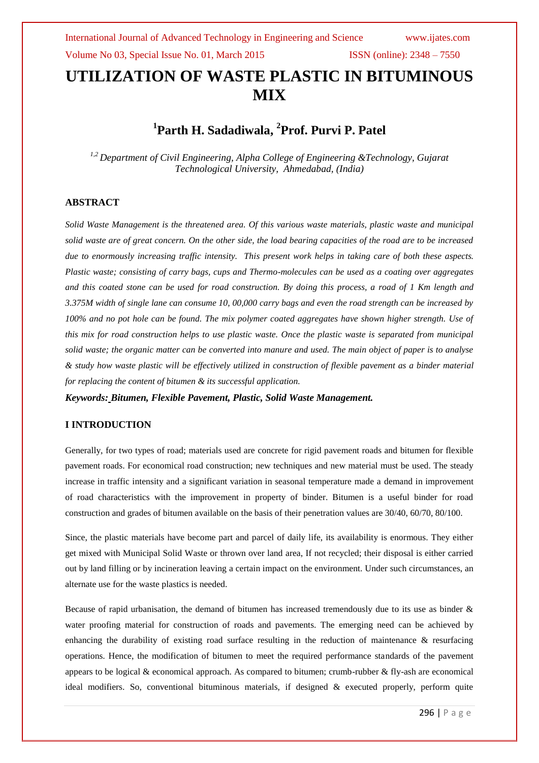# UTILIZATION OF WASTE PLASTIC IN BITUMINOUS MIX

## [1]Parth H. Sadadiwala, [2]Prof. Purvi P. Patel

*[1,2] Department of Civil Engineering, Alpha College of Engineering &Technology, Gujarat Technological University, Ahmedabad, (India)*

### ABSTRACT

*Solid Waste Management is the threatened area. Of this various waste materials, plastic waste and municipal solid waste are of great concern. On the other side, the load bearing capacities of the road are to be increased due to enormously increasing traffic intensity. This present work helps in taking care of both these aspects. Plastic waste; consisting of carry bags, cups and Thermo-molecules can be used as a coating over aggregates and this coated stone can be used for road construction. By doing this process, a road of 1 Km length and 3.375M width of single lane can consume 10, 00,000 carry bags and even the road strength can be increased by 100% and no pot hole can be found. The mix polymer coated aggregates have shown higher strength. Use of this mix for road construction helps to use plastic waste. Once the plastic waste is separated from municipal solid waste; the organic matter can be converted into manure and used. The main object of paper is to analyse & study how waste plastic will be effectively utilized in construction of flexible pavement as a binder material for replacing the content of bitumen & its successful application.*

***Keywords: Bitumen, Flexible Pavement, Plastic, Solid Waste Management.***

### I INTRODUCTION

Generally, for two types of road; materials used are concrete for rigid pavement roads and bitumen for flexible pavement roads. For economical road construction; new techniques and new material must be used. The steady increase in traffic intensity and a significant variation in seasonal temperature made a demand in improvement of road characteristics with the improvement in property of binder. Bitumen is a useful binder for road construction and grades of bitumen available on the basis of their penetration values are 30/40, 60/70, 80/100.

Since, the plastic materials have become part and parcel of daily life, its availability is enormous. They either get mixed with Municipal Solid Waste or thrown over land area, If not recycled; their disposal is either carried out by land filling or by incineration leaving a certain impact on the environment. Under such circumstances, an alternate use for the waste plastics is needed.

Because of rapid urbanisation, the demand of bitumen has increased tremendously due to its use as binder & water proofing material for construction of roads and pavements. The emerging need can be achieved by enhancing the durability of existing road surface resulting in the reduction of maintenance & resurfacing operations. Hence, the modification of bitumen to meet the required performance standards of the pavement appears to be logical & economical approach. As compared to bitumen; crumb-rubber & fly-ash are economical ideal modifiers. So, conventional bituminous materials, if designed & executed properly, perform quite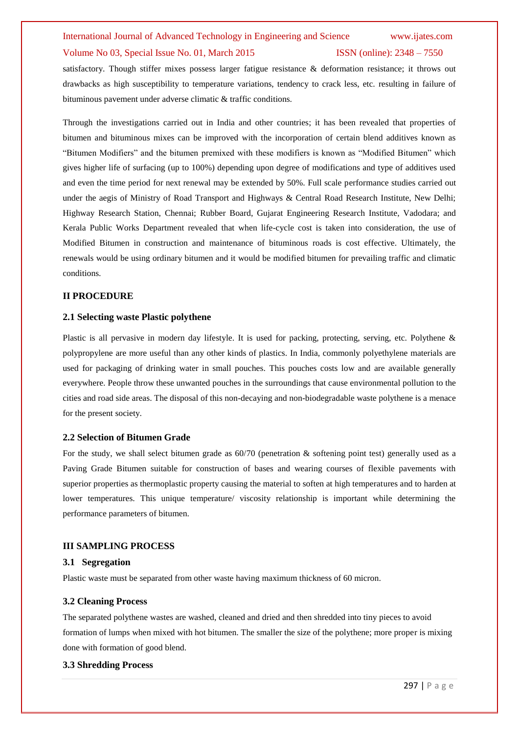satisfactory. Though stiffer mixes possess larger fatigue resistance & deformation resistance; it throws out drawbacks as high susceptibility to temperature variations, tendency to crack less, etc. resulting in failure of bituminous pavement under adverse climatic & traffic conditions.

Through the investigations carried out in India and other countries; it has been revealed that properties of bitumen and bituminous mixes can be improved with the incorporation of certain blend additives known as "Bitumen Modifiers" and the bitumen premixed with these modifiers is known as "Modified Bitumen" which gives higher life of surfacing (up to 100%) depending upon degree of modifications and type of additives used and even the time period for next renewal may be extended by 50%. Full scale performance studies carried out under the aegis of Ministry of Road Transport and Highways & Central Road Research Institute, New Delhi; Highway Research Station, Chennai; Rubber Board, Gujarat Engineering Research Institute, Vadodara; and Kerala Public Works Department revealed that when life-cycle cost is taken into consideration, the use of Modified Bitumen in construction and maintenance of bituminous roads is cost effective. Ultimately, the renewals would be using ordinary bitumen and it would be modified bitumen for prevailing traffic and climatic conditions.

## II PROCEDURE

### 2.1 Selecting waste Plastic polythene

Plastic is all pervasive in modern day lifestyle. It is used for packing, protecting, serving, etc. Polythene & polypropylene are more useful than any other kinds of plastics. In India, commonly polyethylene materials are used for packaging of drinking water in small pouches. This pouches costs low and are available generally everywhere. People throw these unwanted pouches in the surroundings that cause environmental pollution to the cities and road side areas. The disposal of this non-decaying and non-biodegradable waste polythene is a menace for the present society.

### 2.2 Selection of Bitumen Grade

For the study, we shall select bitumen grade as 60/70 (penetration & softening point test) generally used as a Paving Grade Bitumen suitable for construction of bases and wearing courses of flexible pavements with superior properties as thermoplastic property causing the material to soften at high temperatures and to harden at lower temperatures. This unique temperature/ viscosity relationship is important while determining the performance parameters of bitumen.

## III SAMPLING PROCESS

### 3.1 Segregation

Plastic waste must be separated from other waste having maximum thickness of 60 micron.

### 3.2 Cleaning Process

The separated polythene wastes are washed, cleaned and dried and then shredded into tiny pieces to avoid formation of lumps when mixed with hot bitumen. The smaller the size of the polythene; more proper is mixing done with formation of good blend.

### 3.3 Shredding Process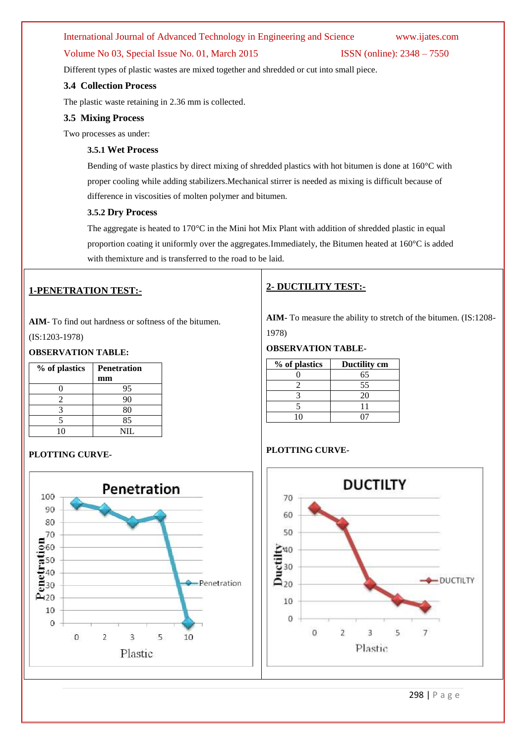Different types of plastic wastes are mixed together and shredded or cut into small piece.

### 3.4 Collection Process

The plastic waste retaining in 2.36 mm is collected.

### 3.5 Mixing Process

Two processes as under:

#### 3.5.1 Wet Process

Bending of waste plastics by direct mixing of shredded plastics with hot bitumen is done at 160°C with proper cooling while adding stabilizers.Mechanical stirrer is needed as mixing is difficult because of difference in viscosities of molten polymer and bitumen.

#### 3.5.2 Dry Process

The aggregate is heated to 170°C in the Mini hot Mix Plant with addition of shredded plastic in equal proportion coating it uniformly over the aggregates.Immediately, the Bitumen heated at 160°C is added with themixture and is transferred to the road to be laid.

**1-PENETRATION TEST:-**

**AIM**- To find out hardness or softness of the bitumen. (IS:1203-1978)

**OBSERVATION TABLE:**

| % of plastics | Penetration mm |
|---|---|
| 0 | 95 |
| 2 | 90 |
| 3 | 80 |
| 5 | 85 |
| 10 | NIL |

**PLOTTING CURVE-**

**2- DUCTILITY TEST:-**

**AIM**- To measure the ability to stretch of the bitumen. (IS:1208-1978)

**OBSERVATION TABLE-**

| % of plastics | Ductility cm |
|---|---|
| 0 | 65 |
| 2 | 55 |
| 3 | 20 |
| 5 | 11 |
| 10 | 07 |

**PLOTTING CURVE-**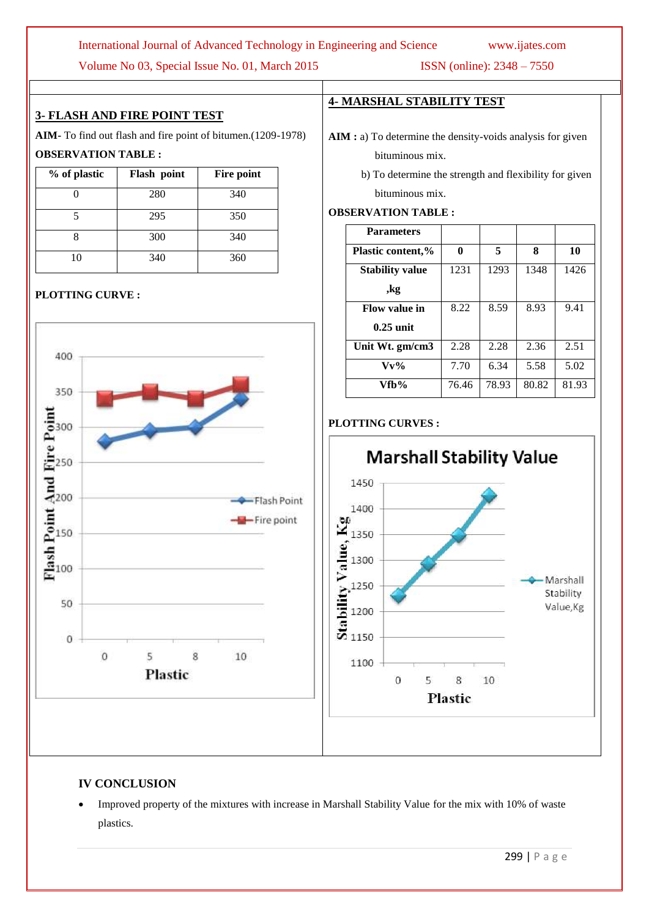## 3- FLASH AND FIRE POINT TEST

**AIM-** To find out flash and fire point of bitumen.(1209-1978)

**OBSERVATION TABLE :**

| % of plastic | Flash point | Fire point |
|---|---|---|
| 0 | 280 | 340 |
| 5 | 295 | 350 |
| 8 | 300 | 340 |
| 10 | 340 | 360 |

**PLOTTING CURVE :**

## 4- MARSHAL STABILITY TEST

**AIM :** a) To determine the density-voids analysis for given bituminous mix.

b) To determine the strength and flexibility for given bituminous mix.

**OBSERVATION TABLE :**

| Parameters | | | | |
|---|---|---|---|---|
| **Plastic content,%** | **0** | **5** | **8** | **10** |
| **Stability value ,kg** | 1231 | 1293 | 1348 | 1426 |
| **Flow value in 0.25 unit** | 8.22 | 8.59 | 8.93 | 9.41 |
| **Unit Wt. gm/cm3** | 2.28 | 2.28 | 2.36 | 2.51 |
| **Vv%** | 7.70 | 6.34 | 5.58 | 5.02 |
| **Vfb%** | 76.46 | 78.93 | 80.82 | 81.93 |

**PLOTTING CURVES :**

## IV CONCLUSION

- Improved property of the mixtures with increase in Marshall Stability Value for the mix with 10% of waste plastics.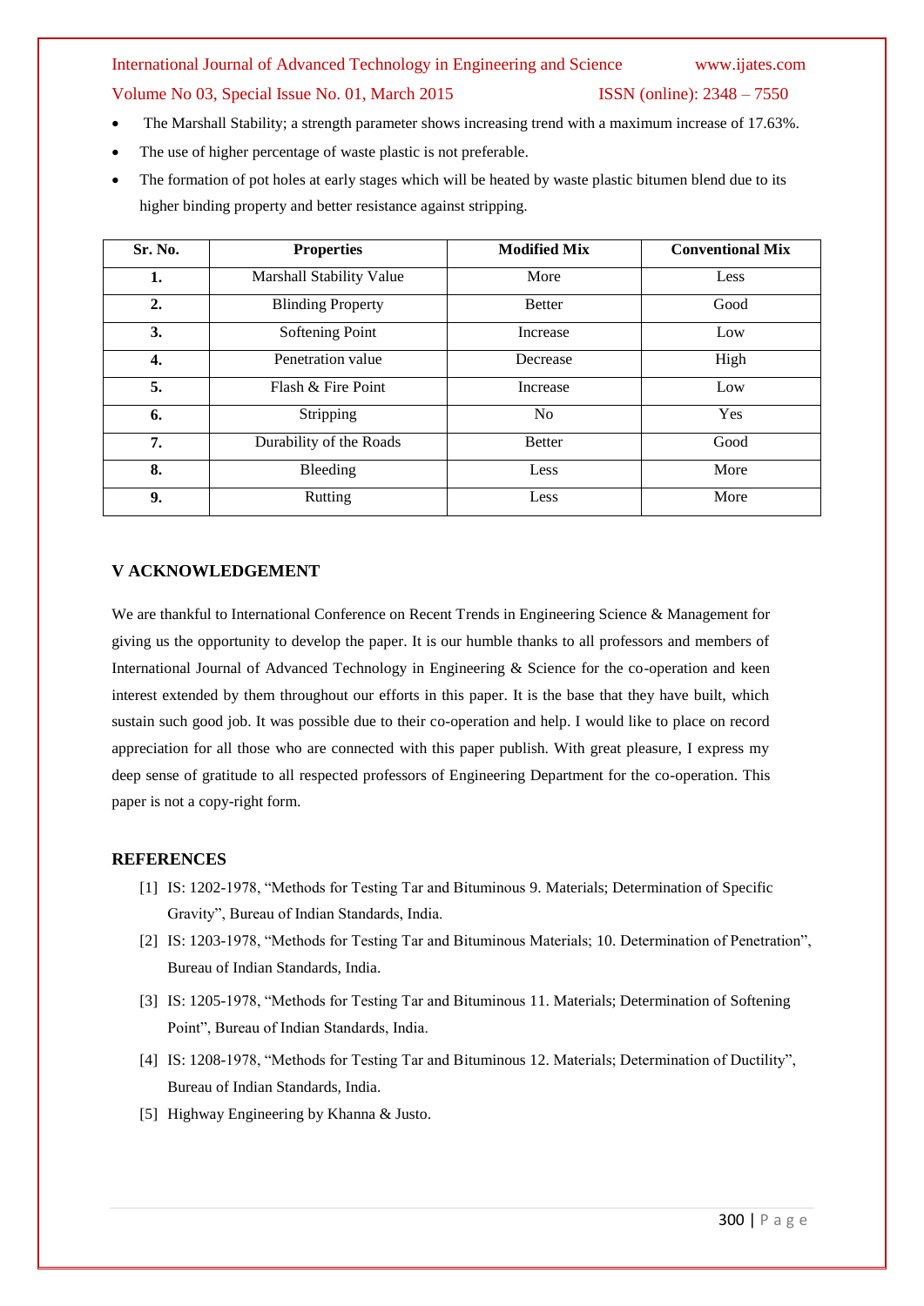- The Marshall Stability; a strength parameter shows increasing trend with a maximum increase of 17.63%.
- The use of higher percentage of waste plastic is not preferable.
- The formation of pot holes at early stages which will be heated by waste plastic bitumen blend due to its higher binding property and better resistance against stripping.

| Sr. No. | Properties | Modified Mix | Conventional Mix |
|---|---|---|---|
| **1.** | Marshall Stability Value | More | Less |
| **2.** | Blinding Property | Better | Good |
| **3.** | Softening Point | Increase | Low |
| **4.** | Penetration value | Decrease | High |
| **5.** | Flash & Fire Point | Increase | Low |
| **6.** | Stripping | No | Yes |
| **7.** | Durability of the Roads | Better | Good |
| **8.** | Bleeding | Less | More |
| **9.** | Rutting | Less | More |

## V ACKNOWLEDGEMENT

We are thankful to International Conference on Recent Trends in Engineering Science & Management for giving us the opportunity to develop the paper. It is our humble thanks to all professors and members of International Journal of Advanced Technology in Engineering & Science for the co-operation and keen interest extended by them throughout our efforts in this paper. It is the base that they have built, which sustain such good job. It was possible due to their co-operation and help. I would like to place on record appreciation for all those who are connected with this paper publish. With great pleasure, I express my deep sense of gratitude to all respected professors of Engineering Department for the co-operation. This paper is not a copy-right form.

## REFERENCES

[1] IS: 1202-1978, "Methods for Testing Tar and Bituminous 9. Materials; Determination of Specific Gravity", Bureau of Indian Standards, India.

[2] IS: 1203-1978, "Methods for Testing Tar and Bituminous Materials; 10. Determination of Penetration", Bureau of Indian Standards, India.

[3] IS: 1205-1978, "Methods for Testing Tar and Bituminous 11. Materials; Determination of Softening Point", Bureau of Indian Standards, India.

[4] IS: 1208-1978, "Methods for Testing Tar and Bituminous 12. Materials; Determination of Ductility", Bureau of Indian Standards, India.

[5] Highway Engineering by Khanna & Justo.